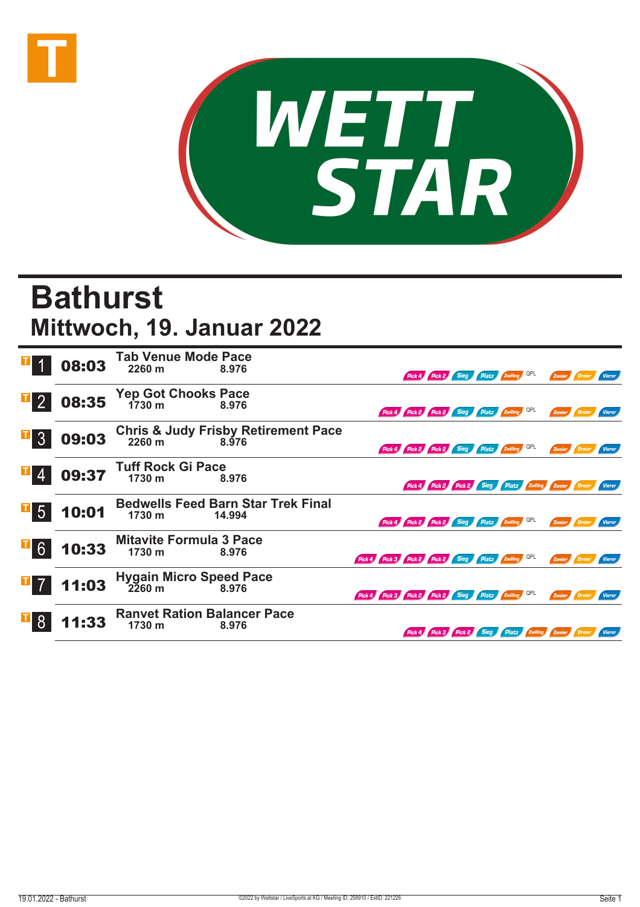# WETT STAR

# Bathurst

## Mittwoch, 19. Januar 2022

| Nr. | Zeit | Rennen | Distanz | Preisgeld | Wetten |
|---|---|---|---|---|---|
| 1 | 08:03 | Tab Venue Mode Pace | 2260 m | 8.976 | Pick 4, Pick 2, Sieg, Platz, Zwilling, QPL, Zweier, Dreier, Vierer |
| 2 | 08:35 | Yep Got Chooks Pace | 1730 m | 8.976 | Pick 4, Pick 2, Pick 2, Sieg, Platz, Zwilling, QPL, Zweier, Dreier, Vierer |
| 3 | 09:03 | Chris & Judy Frisby Retirement Pace | 2260 m | 8.976 | Pick 4, Pick 2, Pick 2, Sieg, Platz, Zwilling, QPL, Zweier, Dreier, Vierer |
| 4 | 09:37 | Tuff Rock Gi Pace | 1730 m | 8.976 | Pick 4, Pick 2, Pick 2, Sieg, Platz, Zwilling, Zweier, Dreier, Vierer |
| 5 | 10:01 | Bedwells Feed Barn Star Trek Final | 1730 m | 14.994 | Pick 4, Pick 2, Pick 2, Sieg, Platz, Zwilling, QPL, Zweier, Dreier, Vierer |
| 6 | 10:33 | Mitavite Formula 3 Pace | 1730 m | 8.976 | Pick 4, Pick 3, Pick 2, Pick 2, Sieg, Platz, Zwilling, QPL, Zweier, Dreier, Vierer |
| 7 | 11:03 | Hygain Micro Speed Pace | 2260 m | 8.976 | Pick 4, Pick 3, Pick 2, Pick 2, Sieg, Platz, Zwilling, QPL, Zweier, Dreier, Vierer |
| 8 | 11:33 | Ranvet Ration Balancer Pace | 1730 m | 8.976 | Pick 4, Pick 3, Pick 2, Sieg, Platz, Zwilling, Zweier, Dreier, Vierer |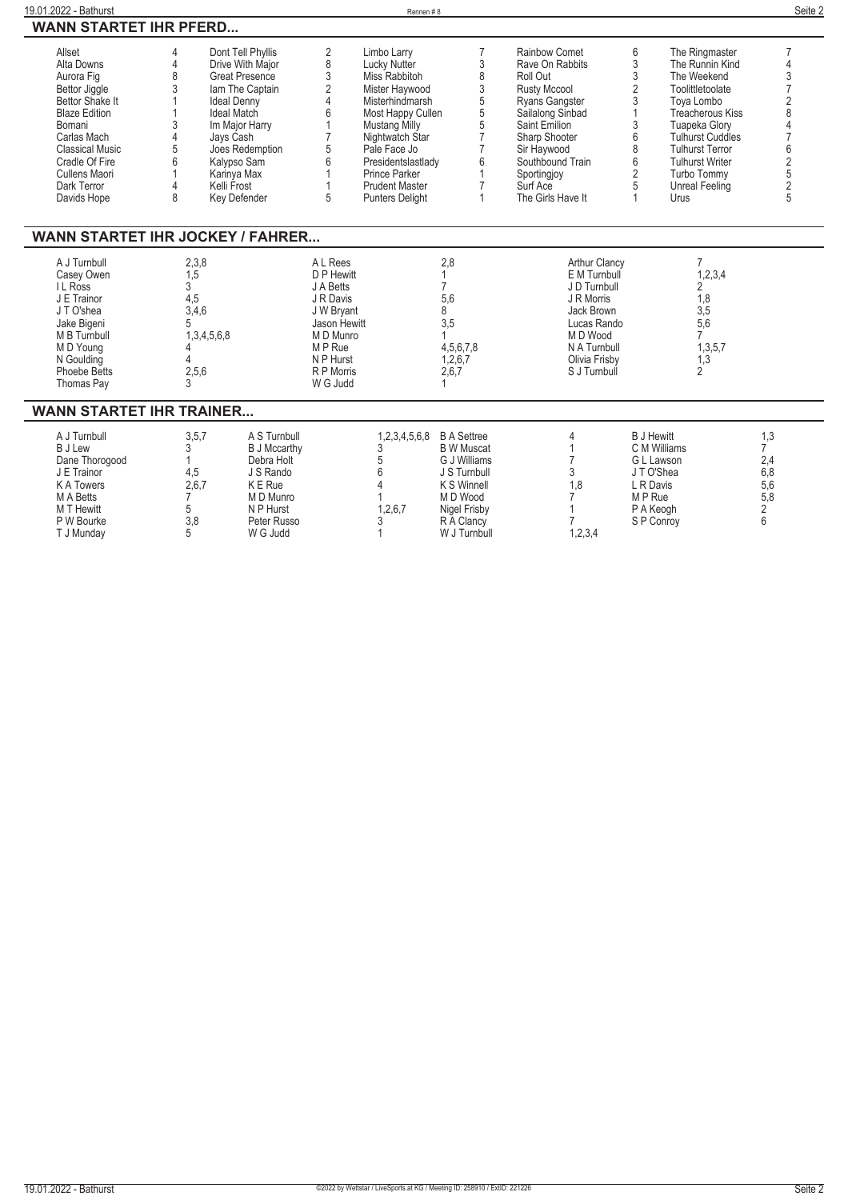## WANN STARTET IHR PFERD...

| Pferd | Rennen | Pferd | Rennen | Pferd | Rennen | Pferd | Rennen | Pferd | Rennen |
|---|---|---|---|---|---|---|---|---|---|
| Allset | 4 | Dont Tell Phyllis | 2 | Limbo Larry | 7 | Rainbow Comet | 6 | The Ringmaster | 7 |
| Alta Downs | 4 | Drive With Major | 8 | Lucky Nutter | 3 | Rave On Rabbits | 3 | The Runnin Kind | 4 |
| Aurora Fig | 8 | Great Presence | 3 | Miss Rabbitoh | 8 | Roll Out | 3 | The Weekend | 3 |
| Bettor Jiggle | 3 | Iam The Captain | 2 | Mister Haywood | 3 | Rusty Mccool | 2 | Toolittletoolate | 7 |
| Bettor Shake It | 1 | Ideal Denny | 4 | Misterhindmarsh | 5 | Ryans Gangster | 3 | Toya Lombo | 2 |
| Blaze Edition | 1 | Ideal Match | 6 | Most Happy Cullen | 5 | Sailalong Sinbad | 1 | Treacherous Kiss | 8 |
| Bomani | 3 | Im Major Harry | 1 | Mustang Milly | 5 | Saint Emilion | 3 | Tuapeka Glory | 4 |
| Carlas Mach | 4 | Jays Cash | 7 | Nightwatch Star | 7 | Sharp Shooter | 6 | Tulhurst Cuddles | 7 |
| Classical Music | 5 | Joes Redemption | 5 | Pale Face Jo | 7 | Sir Haywood | 8 | Tulhurst Terror | 6 |
| Cradle Of Fire | 6 | Kalypso Sam | 6 | Presidentslastlady | 6 | Southbound Train | 6 | Tulhurst Writer | 2 |
| Cullens Maori | 1 | Karinya Max | 1 | Prince Parker | 1 | Sportingjoy | 2 | Turbo Tommy | 5 |
| Dark Terror | 4 | Kelli Frost | 1 | Prudent Master | 7 | Surf Ace | 5 | Unreal Feeling | 2 |
| Davids Hope | 8 | Key Defender | 5 | Punters Delight | 1 | The Girls Have It | 1 | Urus | 5 |

## WANN STARTET IHR JOCKEY / FAHRER...

| Jockey / Fahrer | Rennen | Jockey / Fahrer | Rennen | Jockey / Fahrer | Rennen |
|---|---|---|---|---|---|
| A J Turnbull | 2,3,8 | A L Rees | 2,8 | Arthur Clancy | 7 |
| Casey Owen | 1,5 | D P Hewitt | 1 | E M Turnbull | 1,2,3,4 |
| I L Ross | 3 | J A Betts | 7 | J D Turnbull | 2 |
| J E Trainor | 4,5 | J R Davis | 5,6 | J R Morris | 1,8 |
| J T O'shea | 3,4,6 | J W Bryant | 8 | Jack Brown | 3,5 |
| Jake Bigeni | 5 | Jason Hewitt | 3,5 | Lucas Rando | 5,6 |
| M B Turnbull | 1,3,4,5,6,8 | M D Munro | 1 | M D Wood | 7 |
| M D Young | 4 | M P Rue | 4,5,6,7,8 | N A Turnbull | 1,3,5,7 |
| N Goulding | 4 | N P Hurst | 1,2,6,7 | Olivia Frisby | 1,3 |
| Phoebe Betts | 2,5,6 | R P Morris | 2,6,7 | S J Turnbull | 2 |
| Thomas Pay | 3 | W G Judd | 1 | | |

## WANN STARTET IHR TRAINER...

| Trainer | Rennen | Trainer | Rennen | Trainer | Rennen | Trainer | Rennen |
|---|---|---|---|---|---|---|---|
| A J Turnbull | 3,5,7 | A S Turnbull | 1,2,3,4,5,6,8 | B A Settree | 4 | B J Hewitt | 1,3 |
| B J Lew | 3 | B J Mccarthy | 3 | B W Muscat | 1 | C M Williams | 7 |
| Dane Thorogood | 1 | Debra Holt | 5 | G J Williams | 7 | G L Lawson | 2,4 |
| J E Trainor | 4,5 | J S Rando | 6 | J S Turnbull | 3 | J T O'Shea | 6,8 |
| K A Towers | 2,6,7 | K E Rue | 4 | K S Winnell | 1,8 | L R Davis | 5,6 |
| M A Betts | 7 | M D Munro | 1 | M D Wood | 7 | M P Rue | 5,8 |
| M T Hewitt | 5 | N P Hurst | 1,2,6,7 | Nigel Frisby | 1 | P A Keogh | 2 |
| P W Bourke | 3,8 | Peter Russo | 3 | R A Clancy | 7 | S P Conroy | 6 |
| T J Munday | 5 | W G Judd | 1 | W J Turnbull | 1,2,3,4 | | |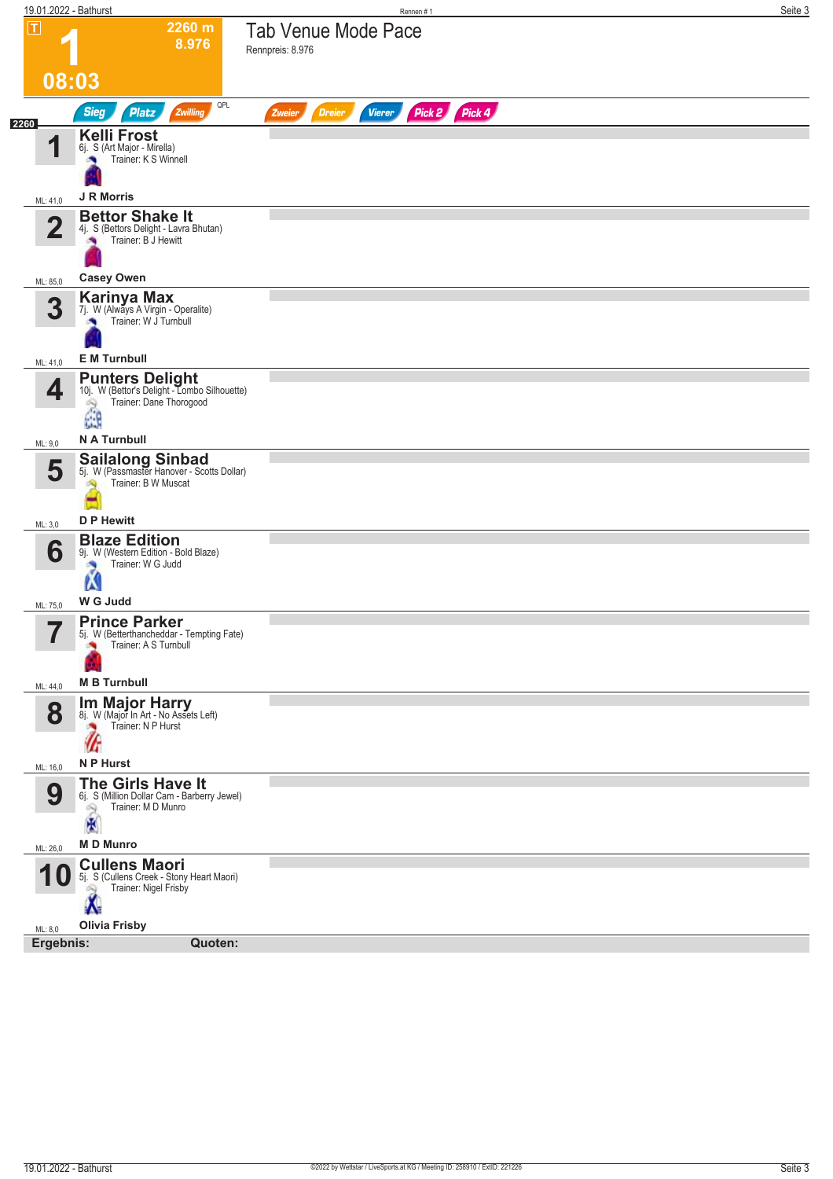# 1 — 08:03

**T** 2260 m 8.976

## Tab Venue Mode Pace

Rennpreis: 8.976

Sieg | Platz | Zwilling | QPL | Zweier | Dreier | Vierer | Pick 2 | Pick 4

**2260**

| Nr. | Pferd | Details | Trainer | Fahrer | ML |
|---|---|---|---|---|---|
| 1 | **Kelli Frost** | 6j. S (Art Major - Mirella) | Trainer: K S Winnell | J R Morris | ML: 41,0 |
| 2 | **Bettor Shake It** | 4j. S (Bettors Delight - Lavra Bhutan) | Trainer: B J Hewitt | Casey Owen | ML: 85,0 |
| 3 | **Karinya Max** | 7j. W (Always A Virgin - Operalite) | Trainer: W J Turnbull | E M Turnbull | ML: 41,0 |
| 4 | **Punters Delight** | 10j. W (Bettor's Delight - Lombo Silhouette) | Trainer: Dane Thorogood | N A Turnbull | ML: 9,0 |
| 5 | **Sailalong Sinbad** | 5j. W (Passmaster Hanover - Scotts Dollar) | Trainer: B W Muscat | D P Hewitt | ML: 3,0 |
| 6 | **Blaze Edition** | 9j. W (Western Edition - Bold Blaze) | Trainer: W G Judd | W G Judd | ML: 75,0 |
| 7 | **Prince Parker** | 5j. W (Betterthancheddar - Tempting Fate) | Trainer: A S Turnbull | M B Turnbull | ML: 44,0 |
| 8 | **Im Major Harry** | 8j. W (Major In Art - No Assets Left) | Trainer: N P Hurst | N P Hurst | ML: 16,0 |
| 9 | **The Girls Have It** | 6j. S (Million Dollar Cam - Barberry Jewel) | Trainer: M D Munro | M D Munro | ML: 26,0 |
| 10 | **Cullens Maori** | 5j. S (Cullens Creek - Stony Heart Maori) | Trainer: Nigel Frisby | Olivia Frisby | ML: 8,0 |

**Ergebnis:** **Quoten:**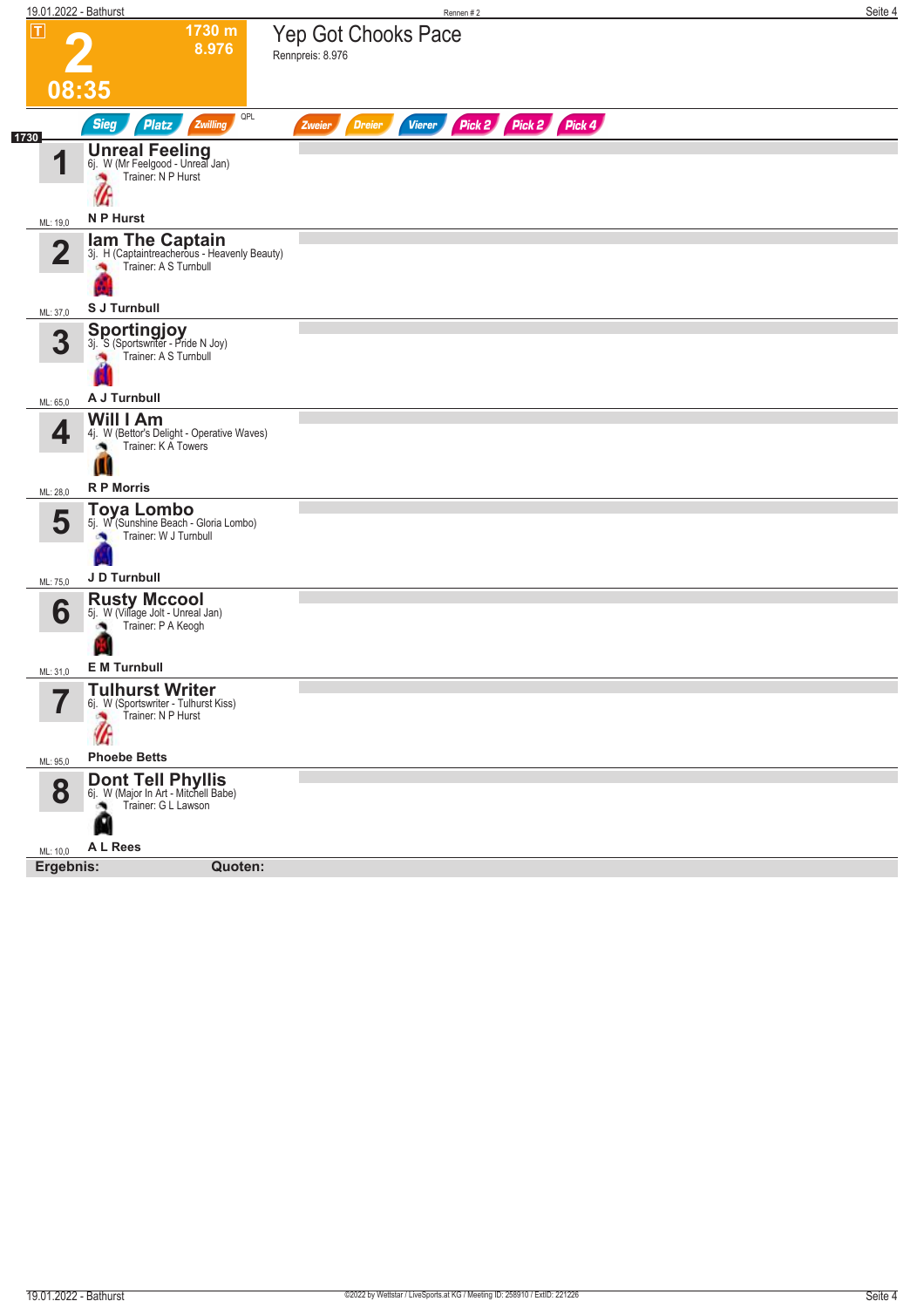# 2

1730 m
8.976

08:35

## Yep Got Chooks Pace

Rennpreis: 8.976

Sieg | Platz | Zwilling | QPL | Zweier | Dreier | Vierer | Pick 2 | Pick 2 | Pick 4

1730

**1** **Unreal Feeling**
6j. W (Mr Feelgood - Unreal Jan)
Trainer: N P Hurst
**N P Hurst**
ML: 19,0

**2** **Iam The Captain**
3j. H (Captaintreacherous - Heavenly Beauty)
Trainer: A S Turnbull
**S J Turnbull**
ML: 37,0

**3** **Sportingjoy**
3j. S (Sportswriter - Pride N Joy)
Trainer: A S Turnbull
**A J Turnbull**
ML: 65,0

**4** **Will I Am**
4j. W (Bettor's Delight - Operative Waves)
Trainer: K A Towers
**R P Morris**
ML: 28,0

**5** **Toya Lombo**
5j. W (Sunshine Beach - Gloria Lombo)
Trainer: W J Turnbull
**J D Turnbull**
ML: 75,0

**6** **Rusty Mccool**
5j. W (Village Jolt - Unreal Jan)
Trainer: P A Keogh
**E M Turnbull**
ML: 31,0

**7** **Tulhurst Writer**
6j. W (Sportswriter - Tulhurst Kiss)
Trainer: N P Hurst
**Phoebe Betts**
ML: 95,0

**8** **Dont Tell Phyllis**
6j. W (Major In Art - Mitchell Babe)
Trainer: G L Lawson
**A L Rees**
ML: 10,0

**Ergebnis:** **Quoten:**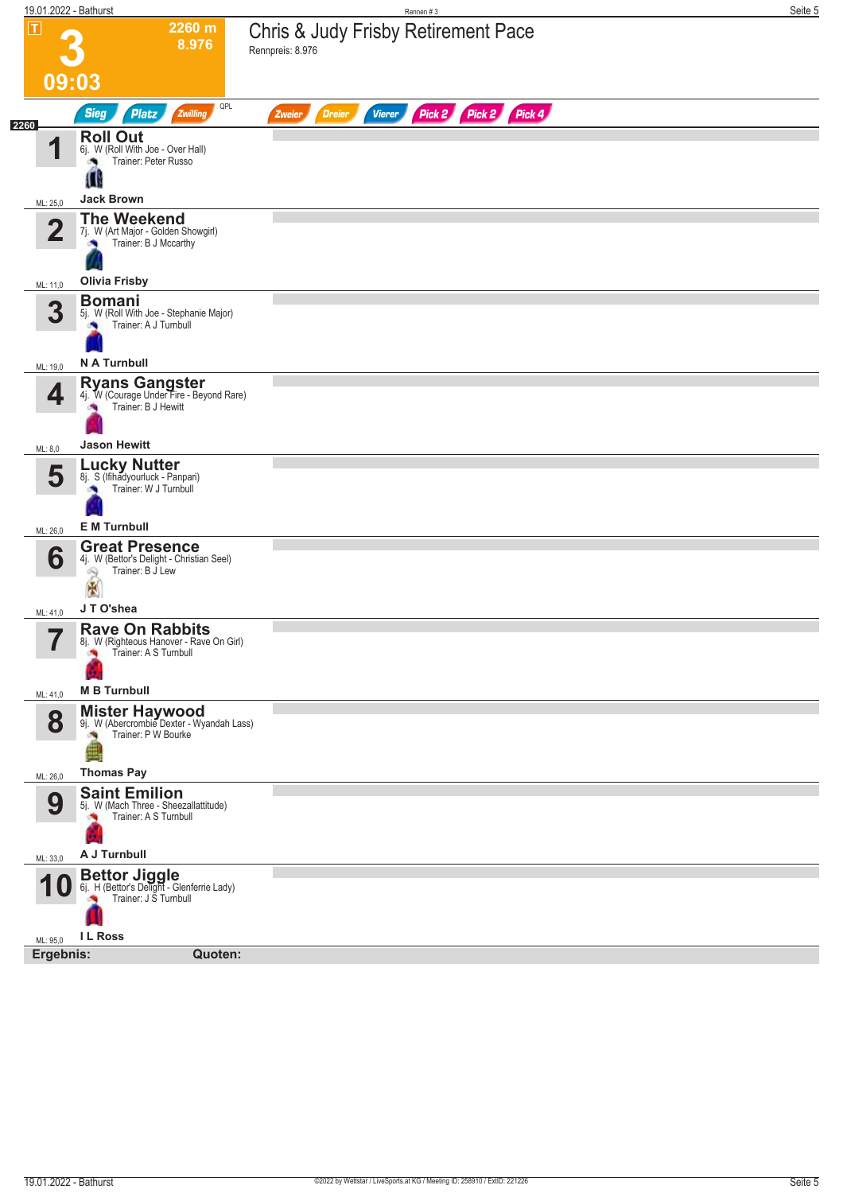# 3 — 09:03

**2260 m** 8.976

## Chris & Judy Frisby Retirement Pace

Rennpreis: 8.976

Sieg | Platz | Zwilling | QPL | Zweier | Dreier | Vierer | Pick 2 | Pick 2 | Pick 4

**2260**

| Nr. | Pferd | Details | Fahrer | ML |
|---|---|---|---|---|
| 1 | **Roll Out** | 6j. W (Roll With Joe - Over Hall), Trainer: Peter Russo | Jack Brown | 25,0 |
| 2 | **The Weekend** | 7j. W (Art Major - Golden Showgirl), Trainer: B J Mccarthy | Olivia Frisby | 11,0 |
| 3 | **Bomani** | 5j. W (Roll With Joe - Stephanie Major), Trainer: A J Turnbull | N A Turnbull | 19,0 |
| 4 | **Ryans Gangster** | 4j. W (Courage Under Fire - Beyond Rare), Trainer: B J Hewitt | Jason Hewitt | 8,0 |
| 5 | **Lucky Nutter** | 8j. S (Ifihadyourluck - Panpari), Trainer: W J Turnbull | E M Turnbull | 26,0 |
| 6 | **Great Presence** | 4j. W (Bettor's Delight - Christian Seel), Trainer: B J Lew | J T O'shea | 41,0 |
| 7 | **Rave On Rabbits** | 8j. W (Righteous Hanover - Rave On Girl), Trainer: A S Turnbull | M B Turnbull | 41,0 |
| 8 | **Mister Haywood** | 9j. W (Abercrombie Dexter - Wyandah Lass), Trainer: P W Bourke | Thomas Pay | 26,0 |
| 9 | **Saint Emilion** | 5j. W (Mach Three - Sheezallattitude), Trainer: A S Turnbull | A J Turnbull | 33,0 |
| 10 | **Bettor Jiggle** | 6j. H (Bettor's Delight - Glenferrie Lady), Trainer: J S Turnbull | I L Ross | 95,0 |

**Ergebnis:** **Quoten:**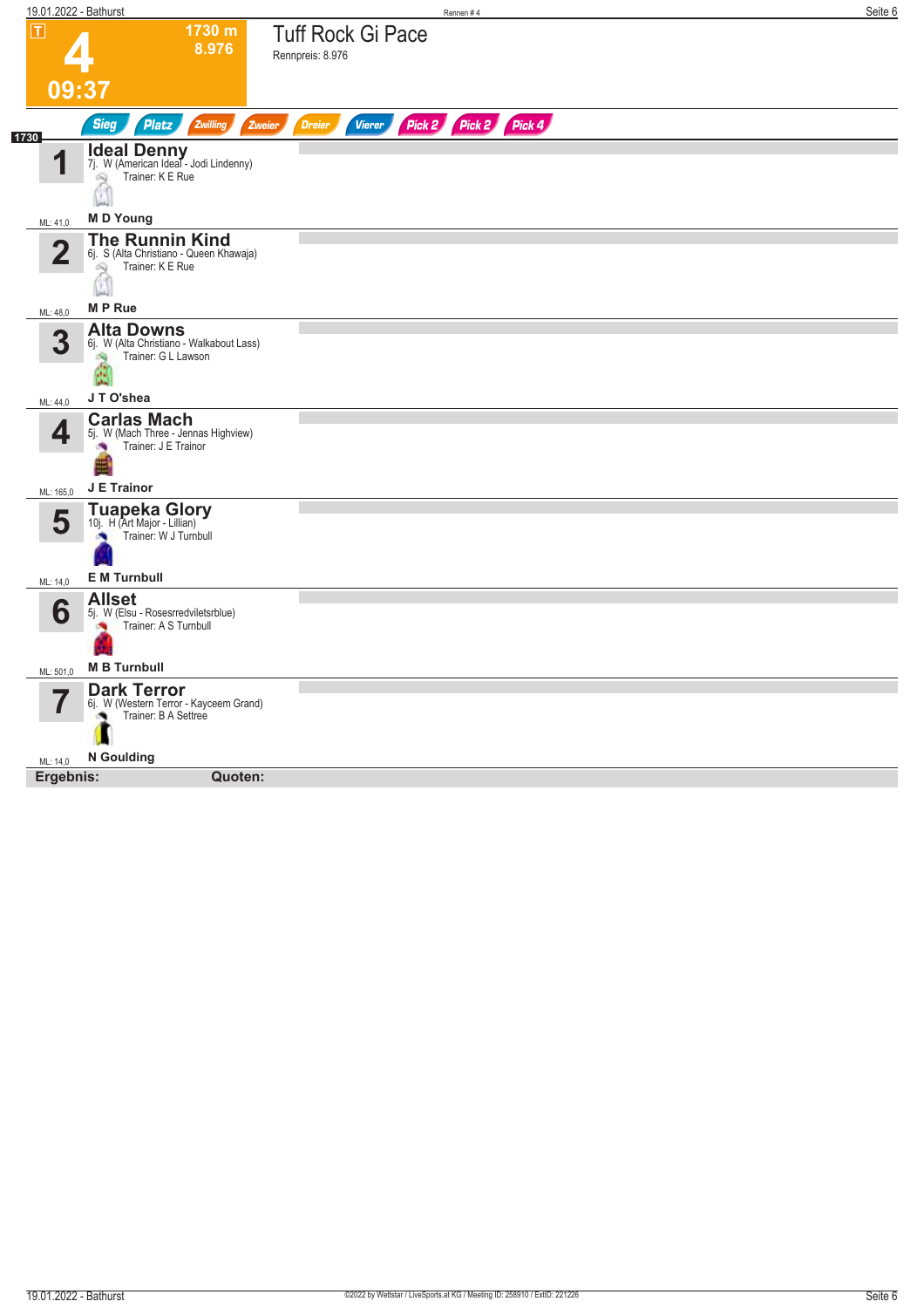# 4

**1730 m**
**8.976**

**09:37**

## Tuff Rock Gi Pace

Rennpreis: 8.976

Sieg | Platz | Zwilling | Zweier | Dreier | Vierer | Pick 2 | Pick 2 | Pick 4

**1730**

| Nr. | Pferd | ML |
|---|---|---|
| 1 | **Ideal Denny**<br>7j. W (American Ideal - Jodi Lindenny)<br>Trainer: K E Rue<br>**M D Young** | ML: 41,0 |
| 2 | **The Runnin Kind**<br>6j. S (Alta Christiano - Queen Khawaja)<br>Trainer: K E Rue<br>**M P Rue** | ML: 48,0 |
| 3 | **Alta Downs**<br>6j. W (Alta Christiano - Walkabout Lass)<br>Trainer: G L Lawson<br>**J T O'shea** | ML: 44,0 |
| 4 | **Carlas Mach**<br>5j. W (Mach Three - Jennas Highview)<br>Trainer: J E Trainor<br>**J E Trainor** | ML: 165,0 |
| 5 | **Tuapeka Glory**<br>10j. H (Art Major - Lillian)<br>Trainer: W J Turnbull<br>**E M Turnbull** | ML: 14,0 |
| 6 | **Allset**<br>5j. W (Elsu - Rosesrredviletsrblue)<br>Trainer: A S Turnbull<br>**M B Turnbull** | ML: 501,0 |
| 7 | **Dark Terror**<br>6j. W (Western Terror - Kayceem Grand)<br>Trainer: B A Settree<br>**N Goulding** | ML: 14,0 |

**Ergebnis:** **Quoten:**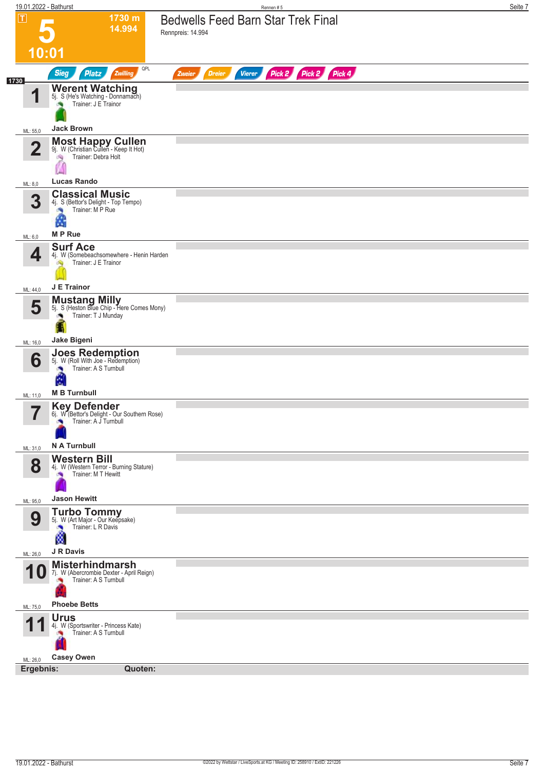# 5

**1730 m**
**14.994**

**10:01**

## Bedwells Feed Barn Star Trek Final

Rennpreis: 14.994

Sieg | Platz | Zwilling | QPL | Zweier | Dreier | Vierer | Pick 2 | Pick 2 | Pick 4

**1730**

| Nr. | Pferd | ML |
|---|---|---|
| 1 | **Werent Watching**<br>5j. S (He's Watching - Donnamach)<br>Trainer: J E Trainor<br>**Jack Brown** | ML: 55,0 |
| 2 | **Most Happy Cullen**<br>9j. W (Christian Cullen - Keep It Hot)<br>Trainer: Debra Holt<br>**Lucas Rando** | ML: 8,0 |
| 3 | **Classical Music**<br>4j. S (Bettor's Delight - Top Tempo)<br>Trainer: M P Rue<br>**M P Rue** | ML: 6,0 |
| 4 | **Surf Ace**<br>4j. W (Somebeachsomewhere - Henin Harden<br>Trainer: J E Trainor<br>**J E Trainor** | ML: 44,0 |
| 5 | **Mustang Milly**<br>5j. S (Heston Blue Chip - Here Comes Mony)<br>Trainer: T J Munday<br>**Jake Bigeni** | ML: 16,0 |
| 6 | **Joes Redemption**<br>5j. W (Roll With Joe - Redemption)<br>Trainer: A S Turnbull<br>**M B Turnbull** | ML: 11,0 |
| 7 | **Key Defender**<br>6j. W (Bettor's Delight - Our Southern Rose)<br>Trainer: A J Turnbull<br>**N A Turnbull** | ML: 31,0 |
| 8 | **Western Bill**<br>4j. W (Western Terror - Burning Stature)<br>Trainer: M T Hewitt<br>**Jason Hewitt** | ML: 95,0 |
| 9 | **Turbo Tommy**<br>5j. W (Art Major - Our Keepsake)<br>Trainer: L R Davis<br>**J R Davis** | ML: 26,0 |
| 10 | **Misterhindmarsh**<br>7j. W (Abercrombie Dexter - April Reign)<br>Trainer: A S Turnbull<br>**Phoebe Betts** | ML: 75,0 |
| 11 | **Urus**<br>4j. W (Sportswriter - Princess Kate)<br>Trainer: A S Turnbull<br>**Casey Owen** | ML: 26,0 |

**Ergebnis:** **Quoten:**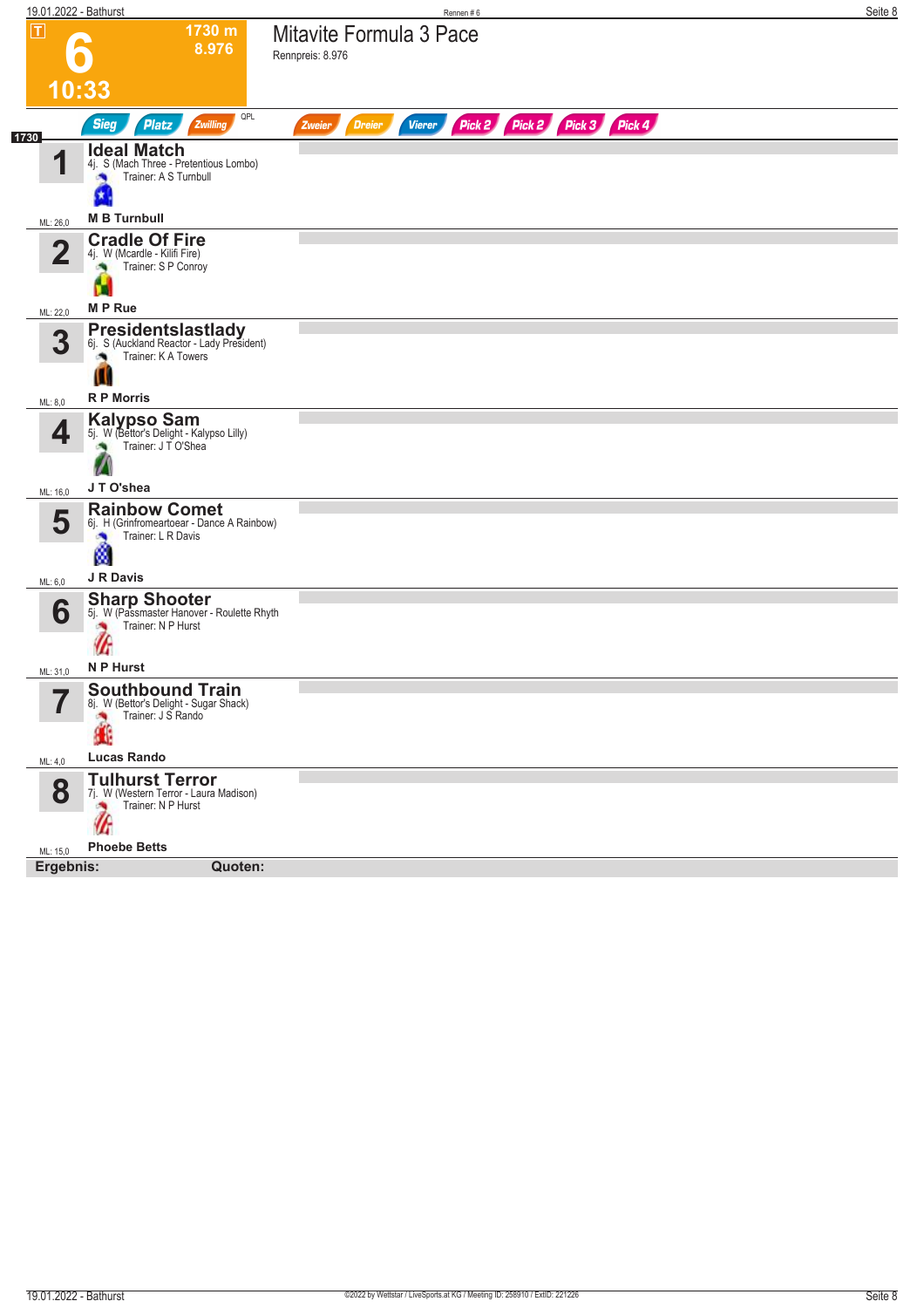# 6

**1730 m**
**8.976**

**10:33**

## Mitavite Formula 3 Pace

Rennpreis: 8.976

Sieg | Platz | Zwilling | QPL | Zweier | Dreier | Vierer | Pick 2 | Pick 2 | Pick 3 | Pick 4

1730

| Nr. | Pferd | ML |
|---|---|---|
| 1 | **Ideal Match**<br>4j. S (Mach Three - Pretentious Lombo)<br>Trainer: A S Turnbull<br>**M B Turnbull** | ML: 26,0 |
| 2 | **Cradle Of Fire**<br>4j. W (Mcardle - Kilifi Fire)<br>Trainer: S P Conroy<br>**M P Rue** | ML: 22,0 |
| 3 | **Presidentslastlady**<br>6j. S (Auckland Reactor - Lady President)<br>Trainer: K A Towers<br>**R P Morris** | ML: 8,0 |
| 4 | **Kalypso Sam**<br>5j. W (Bettor's Delight - Kalypso Lilly)<br>Trainer: J T O'Shea<br>**J T O'shea** | ML: 16,0 |
| 5 | **Rainbow Comet**<br>6j. H (Grinfromeartoear - Dance A Rainbow)<br>Trainer: L R Davis<br>**J R Davis** | ML: 6,0 |
| 6 | **Sharp Shooter**<br>5j. W (Passmaster Hanover - Roulette Rhyth<br>Trainer: N P Hurst<br>**N P Hurst** | ML: 31,0 |
| 7 | **Southbound Train**<br>8j. W (Bettor's Delight - Sugar Shack)<br>Trainer: J S Rando<br>**Lucas Rando** | ML: 4,0 |
| 8 | **Tulhurst Terror**<br>7j. W (Western Terror - Laura Madison)<br>Trainer: N P Hurst<br>**Phoebe Betts** | ML: 15,0 |

**Ergebnis:** **Quoten:**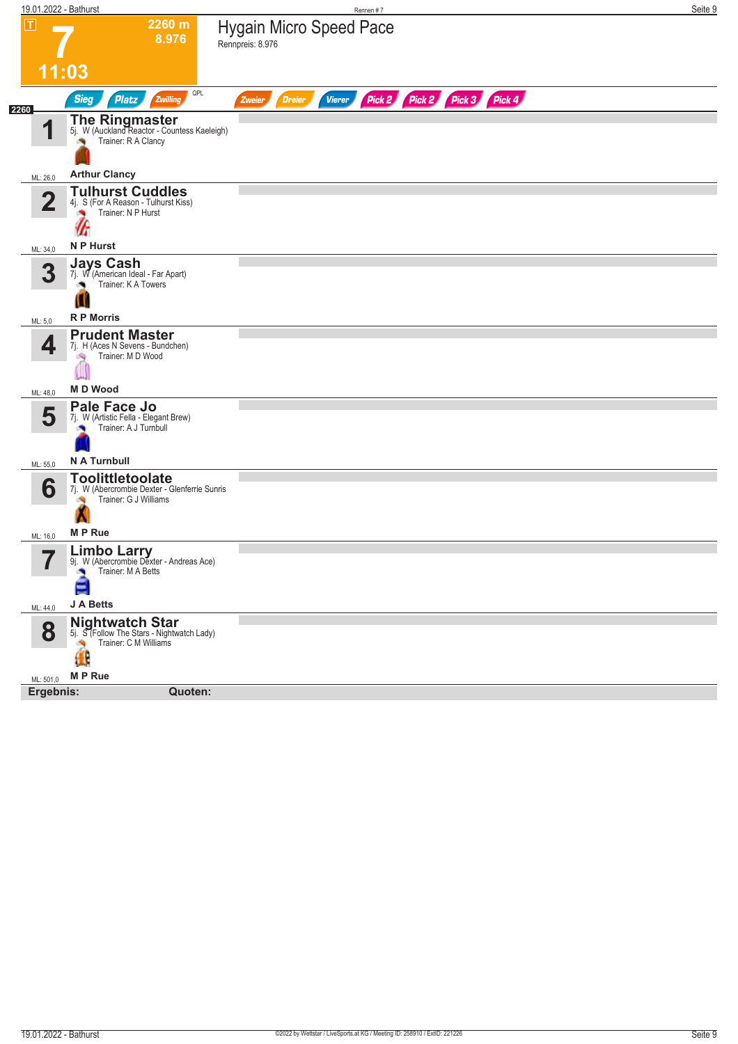**T**

# 7

**2260 m**
**8.976**

**11:03**

## Hygain Micro Speed Pace

Rennpreis: 8.976

Sieg | Platz | Zwilling | QPL | Zweier | Dreier | Vierer | Pick 2 | Pick 2 | Pick 3 | Pick 4

**2260**

| Nr. | Pferd | ML |
|---|---|---|
| 1 | **The Ringmaster**<br>5j. W (Auckland Reactor - Countess Kaeleigh)<br>Trainer: R A Clancy<br>**Arthur Clancy** | ML: 26,0 |
| 2 | **Tulhurst Cuddles**<br>4j. S (For A Reason - Tulhurst Kiss)<br>Trainer: N P Hurst<br>**N P Hurst** | ML: 34,0 |
| 3 | **Jays Cash**<br>7j. W (American Ideal - Far Apart)<br>Trainer: K A Towers<br>**R P Morris** | ML: 5,0 |
| 4 | **Prudent Master**<br>7j. H (Aces N Sevens - Bundchen)<br>Trainer: M D Wood<br>**M D Wood** | ML: 48,0 |
| 5 | **Pale Face Jo**<br>7j. W (Artistic Fella - Elegant Brew)<br>Trainer: A J Turnbull<br>**N A Turnbull** | ML: 55,0 |
| 6 | **Toolittletoolate**<br>7j. W (Abercrombie Dexter - Glenferrie Sunris<br>Trainer: G J Williams<br>**M P Rue** | ML: 16,0 |
| 7 | **Limbo Larry**<br>9j. W (Abercrombie Dexter - Andreas Ace)<br>Trainer: M A Betts<br>**J A Betts** | ML: 44,0 |
| 8 | **Nightwatch Star**<br>5j. S (Follow The Stars - Nightwatch Lady)<br>Trainer: C M Williams<br>**M P Rue** | ML: 501,0 |

**Ergebnis:** **Quoten:**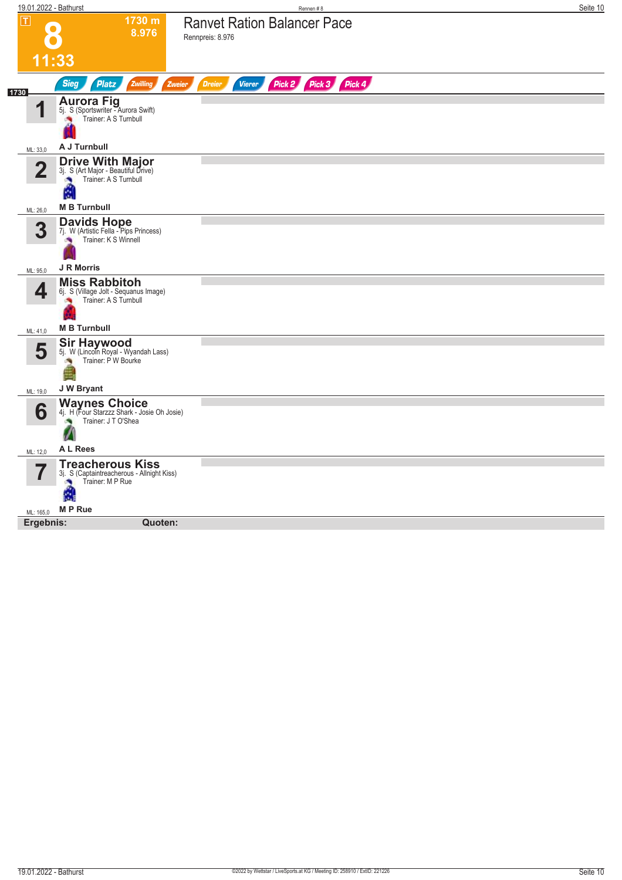# 8

**1730 m**
**8.976**

**11:33**

## Ranvet Ration Balancer Pace

Rennpreis: 8.976

Sieg | Platz | Zwilling | Zweier | Dreier | Vierer | Pick 2 | Pick 3 | Pick 4

**1730**

**1** **Aurora Fig**
5j. S (Sportswriter - Aurora Swift)
Trainer: A S Turnbull
ML: 33,0 — **A J Turnbull**

**2** **Drive With Major**
3j. S (Art Major - Beautiful Drive)
Trainer: A S Turnbull
ML: 26,0 — **M B Turnbull**

**3** **Davids Hope**
7j. W (Artistic Fella - Pips Princess)
Trainer: K S Winnell
ML: 95,0 — **J R Morris**

**4** **Miss Rabbitoh**
6j. S (Village Jolt - Sequanus Image)
Trainer: A S Turnbull
ML: 41,0 — **M B Turnbull**

**5** **Sir Haywood**
5j. W (Lincoln Royal - Wyandah Lass)
Trainer: P W Bourke
ML: 19,0 — **J W Bryant**

**6** **Waynes Choice**
4j. H (Four Starzzz Shark - Josie Oh Josie)
Trainer: J T O'Shea
ML: 12,0 — **A L Rees**

**7** **Treacherous Kiss**
3j. S (Captaintreacherous - Allnight Kiss)
Trainer: M P Rue
ML: 165,0 — **M P Rue**

**Ergebnis:** **Quoten:**